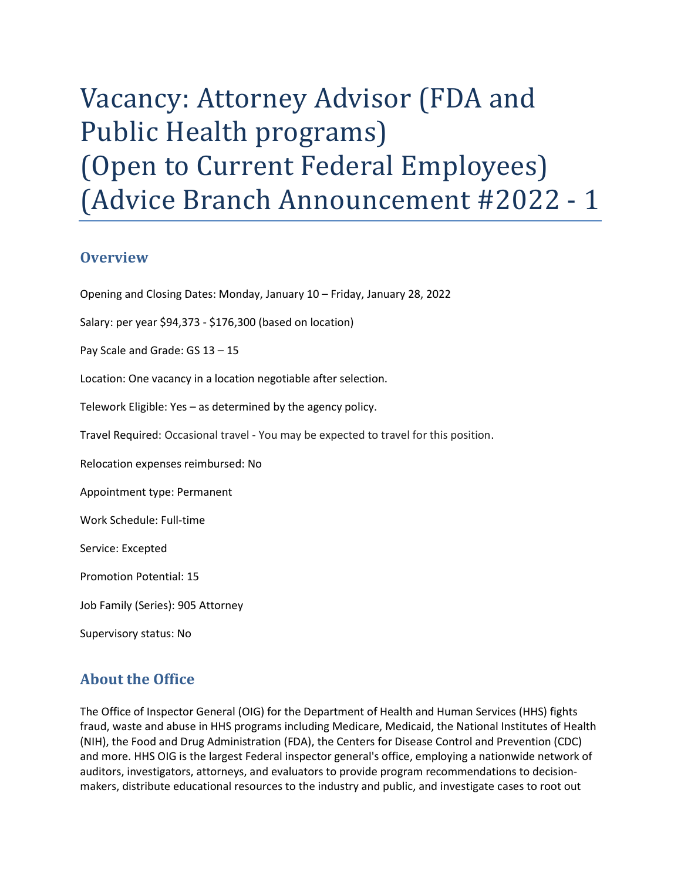# Vacancy: Attorney Advisor (FDA and Public Health programs) (Open to Current Federal Employees) (Advice Branch Announcement #2022 - 1

## Overview

Opening and Closing Dates: Monday, January 10 – Friday, January 28, 2022

Salary: per year $94,373 - $176,300 (based on location)

Pay Scale and Grade: GS 13 – 15

Location: One vacancy in a location negotiable after selection.

Telework Eligible: Yes – as determined by the agency policy.

Travel Required: Occasional travel - You may be expected to travel for this position.

Relocation expenses reimbursed: No

Appointment type: Permanent

Work Schedule: Full-time

Service: Excepted

Promotion Potential: 15

Job Family (Series): 905 Attorney

Supervisory status: No

## About the Office

The Office of Inspector General (OIG) for the Department of Health and Human Services (HHS) fights fraud, waste and abuse in HHS programs including Medicare, Medicaid, the National Institutes of Health (NIH), the Food and Drug Administration (FDA), the Centers for Disease Control and Prevention (CDC) and more. HHS OIG is the largest Federal inspector general's office, employing a nationwide network of auditors, investigators, attorneys, and evaluators to provide program recommendations to decision-makers, distribute educational resources to the industry and public, and investigate cases to root out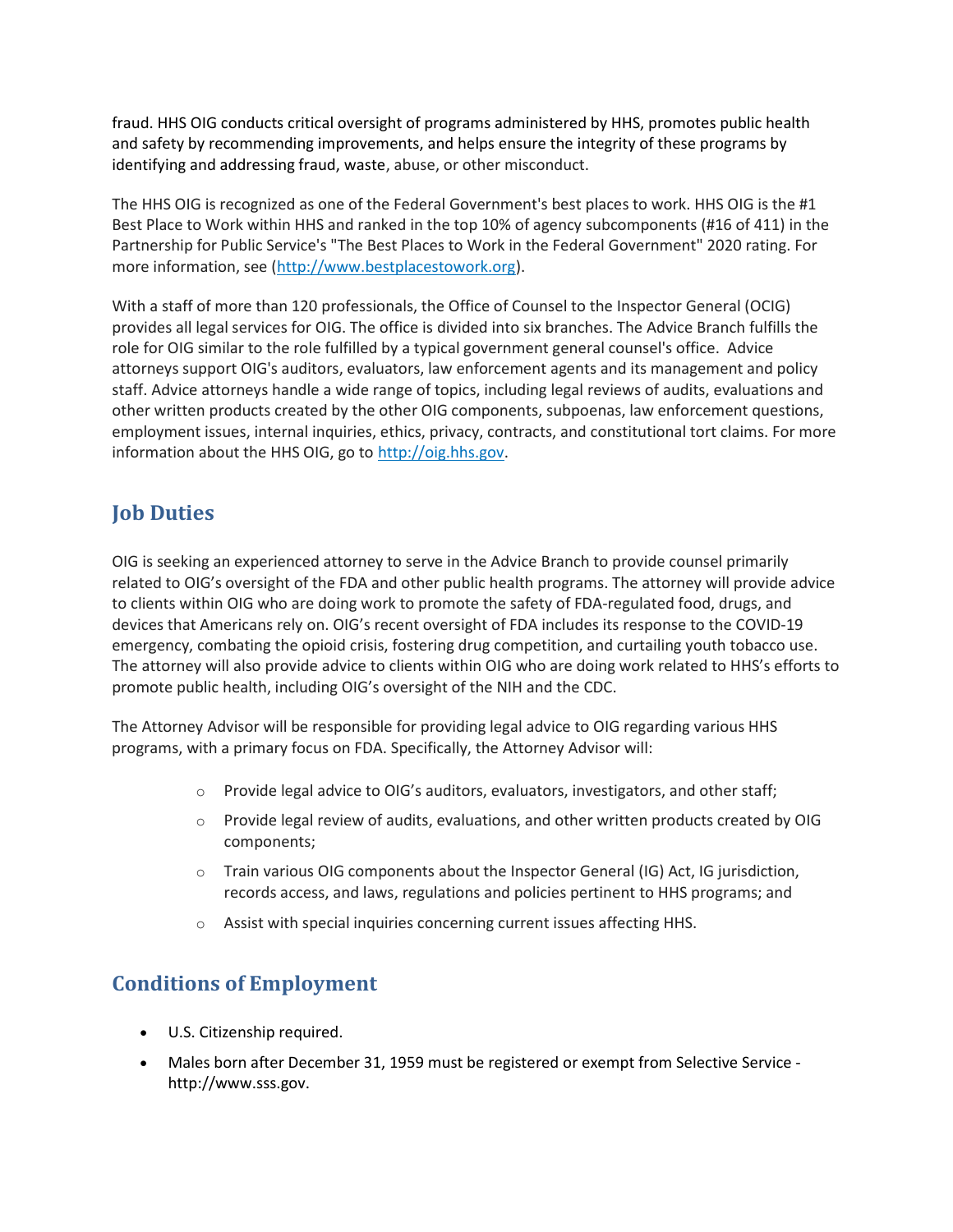fraud. HHS OIG conducts critical oversight of programs administered by HHS, promotes public health and safety by recommending improvements, and helps ensure the integrity of these programs by identifying and addressing fraud, waste, abuse, or other misconduct.

The HHS OIG is recognized as one of the Federal Government's best places to work. HHS OIG is the #1 Best Place to Work within HHS and ranked in the top 10% of agency subcomponents (#16 of 411) in the Partnership for Public Service's "The Best Places to Work in the Federal Government" 2020 rating. For more information, see (http://www.bestplacestowork.org).

With a staff of more than 120 professionals, the Office of Counsel to the Inspector General (OCIG) provides all legal services for OIG. The office is divided into six branches. The Advice Branch fulfills the role for OIG similar to the role fulfilled by a typical government general counsel's office. Advice attorneys support OIG's auditors, evaluators, law enforcement agents and its management and policy staff. Advice attorneys handle a wide range of topics, including legal reviews of audits, evaluations and other written products created by the other OIG components, subpoenas, law enforcement questions, employment issues, internal inquiries, ethics, privacy, contracts, and constitutional tort claims. For more information about the HHS OIG, go to http://oig.hhs.gov.

## Job Duties

OIG is seeking an experienced attorney to serve in the Advice Branch to provide counsel primarily related to OIG's oversight of the FDA and other public health programs. The attorney will provide advice to clients within OIG who are doing work to promote the safety of FDA-regulated food, drugs, and devices that Americans rely on. OIG's recent oversight of FDA includes its response to the COVID-19 emergency, combating the opioid crisis, fostering drug competition, and curtailing youth tobacco use. The attorney will also provide advice to clients within OIG who are doing work related to HHS's efforts to promote public health, including OIG's oversight of the NIH and the CDC.

The Attorney Advisor will be responsible for providing legal advice to OIG regarding various HHS programs, with a primary focus on FDA. Specifically, the Attorney Advisor will:

- Provide legal advice to OIG's auditors, evaluators, investigators, and other staff;
- Provide legal review of audits, evaluations, and other written products created by OIG components;
- Train various OIG components about the Inspector General (IG) Act, IG jurisdiction, records access, and laws, regulations and policies pertinent to HHS programs; and
- Assist with special inquiries concerning current issues affecting HHS.

## Conditions of Employment

- U.S. Citizenship required.
- Males born after December 31, 1959 must be registered or exempt from Selective Service - http://www.sss.gov.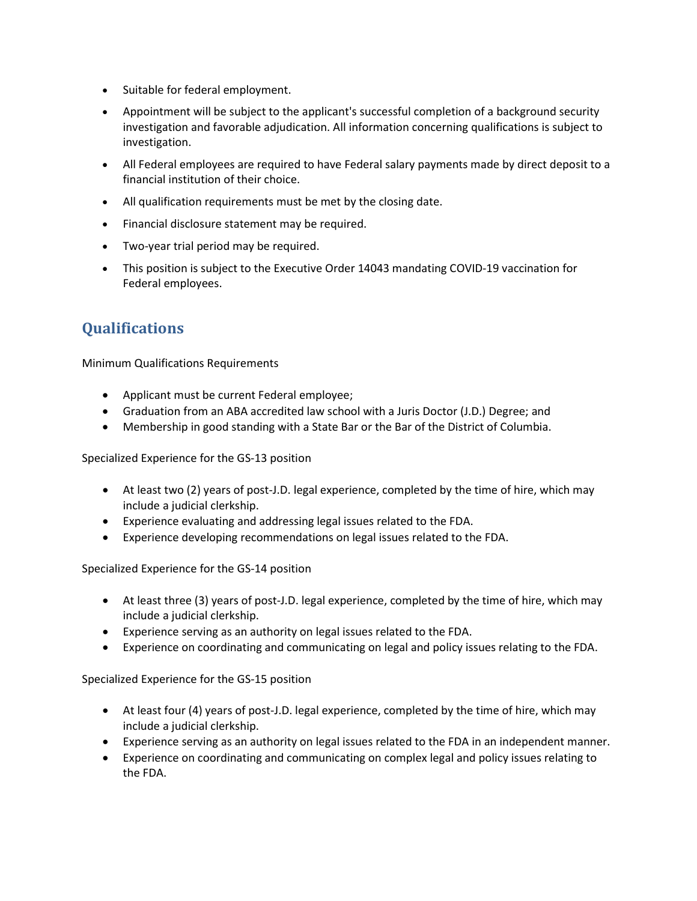- Suitable for federal employment.
- Appointment will be subject to the applicant's successful completion of a background security investigation and favorable adjudication. All information concerning qualifications is subject to investigation.
- All Federal employees are required to have Federal salary payments made by direct deposit to a financial institution of their choice.
- All qualification requirements must be met by the closing date.
- Financial disclosure statement may be required.
- Two-year trial period may be required.
- This position is subject to the Executive Order 14043 mandating COVID-19 vaccination for Federal employees.

## Qualifications

Minimum Qualifications Requirements

- Applicant must be current Federal employee;
- Graduation from an ABA accredited law school with a Juris Doctor (J.D.) Degree; and
- Membership in good standing with a State Bar or the Bar of the District of Columbia.

Specialized Experience for the GS-13 position

- At least two (2) years of post-J.D. legal experience, completed by the time of hire, which may include a judicial clerkship.
- Experience evaluating and addressing legal issues related to the FDA.
- Experience developing recommendations on legal issues related to the FDA.

Specialized Experience for the GS-14 position

- At least three (3) years of post-J.D. legal experience, completed by the time of hire, which may include a judicial clerkship.
- Experience serving as an authority on legal issues related to the FDA.
- Experience on coordinating and communicating on legal and policy issues relating to the FDA.

Specialized Experience for the GS-15 position

- At least four (4) years of post-J.D. legal experience, completed by the time of hire, which may include a judicial clerkship.
- Experience serving as an authority on legal issues related to the FDA in an independent manner.
- Experience on coordinating and communicating on complex legal and policy issues relating to the FDA.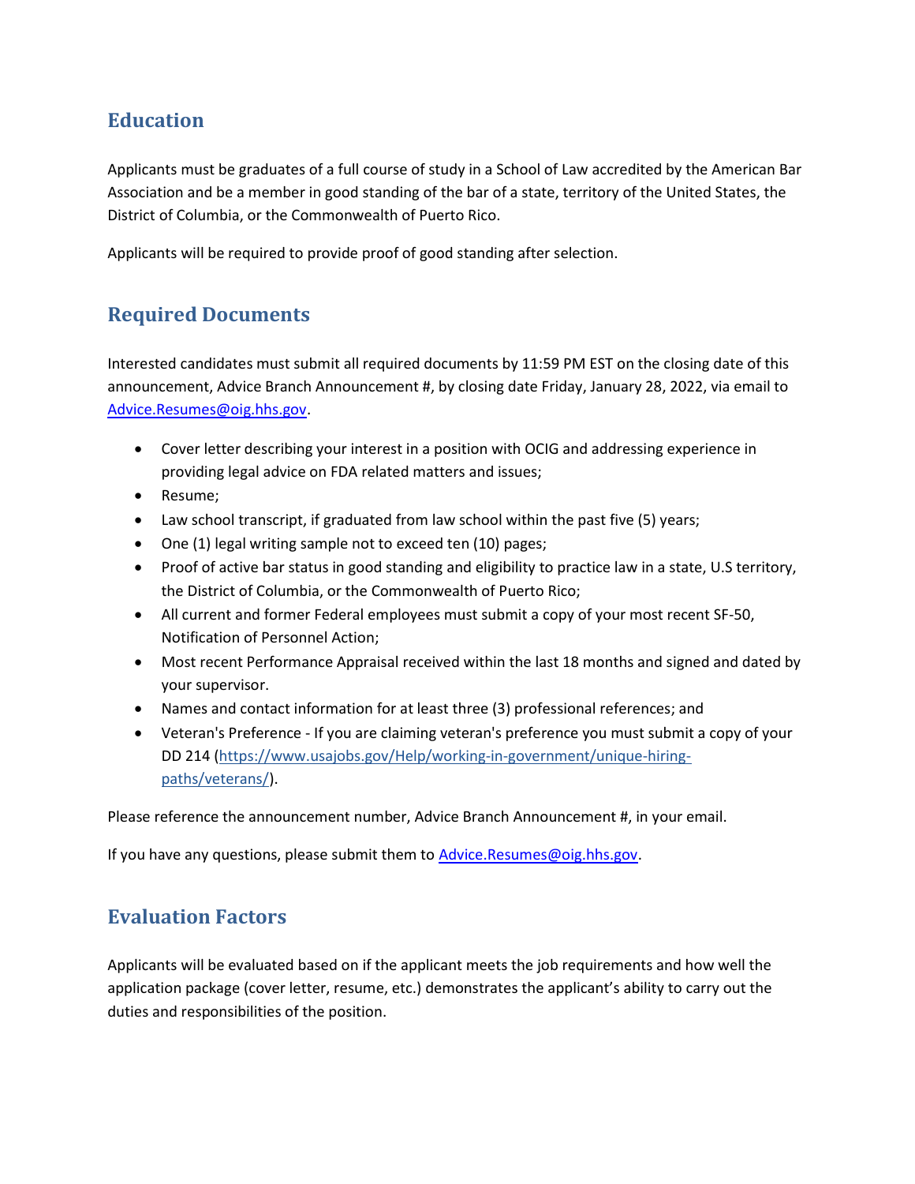## Education

Applicants must be graduates of a full course of study in a School of Law accredited by the American Bar Association and be a member in good standing of the bar of a state, territory of the United States, the District of Columbia, or the Commonwealth of Puerto Rico.

Applicants will be required to provide proof of good standing after selection.

## Required Documents

Interested candidates must submit all required documents by 11:59 PM EST on the closing date of this announcement, Advice Branch Announcement #, by closing date Friday, January 28, 2022, via email to Advice.Resumes@oig.hhs.gov.

- Cover letter describing your interest in a position with OCIG and addressing experience in providing legal advice on FDA related matters and issues;
- Resume;
- Law school transcript, if graduated from law school within the past five (5) years;
- One (1) legal writing sample not to exceed ten (10) pages;
- Proof of active bar status in good standing and eligibility to practice law in a state, U.S territory, the District of Columbia, or the Commonwealth of Puerto Rico;
- All current and former Federal employees must submit a copy of your most recent SF-50, Notification of Personnel Action;
- Most recent Performance Appraisal received within the last 18 months and signed and dated by your supervisor.
- Names and contact information for at least three (3) professional references; and
- Veteran's Preference - If you are claiming veteran's preference you must submit a copy of your DD 214 (https://www.usajobs.gov/Help/working-in-government/unique-hiring-paths/veterans/).

Please reference the announcement number, Advice Branch Announcement #, in your email.

If you have any questions, please submit them to Advice.Resumes@oig.hhs.gov.

## Evaluation Factors

Applicants will be evaluated based on if the applicant meets the job requirements and how well the application package (cover letter, resume, etc.) demonstrates the applicant's ability to carry out the duties and responsibilities of the position.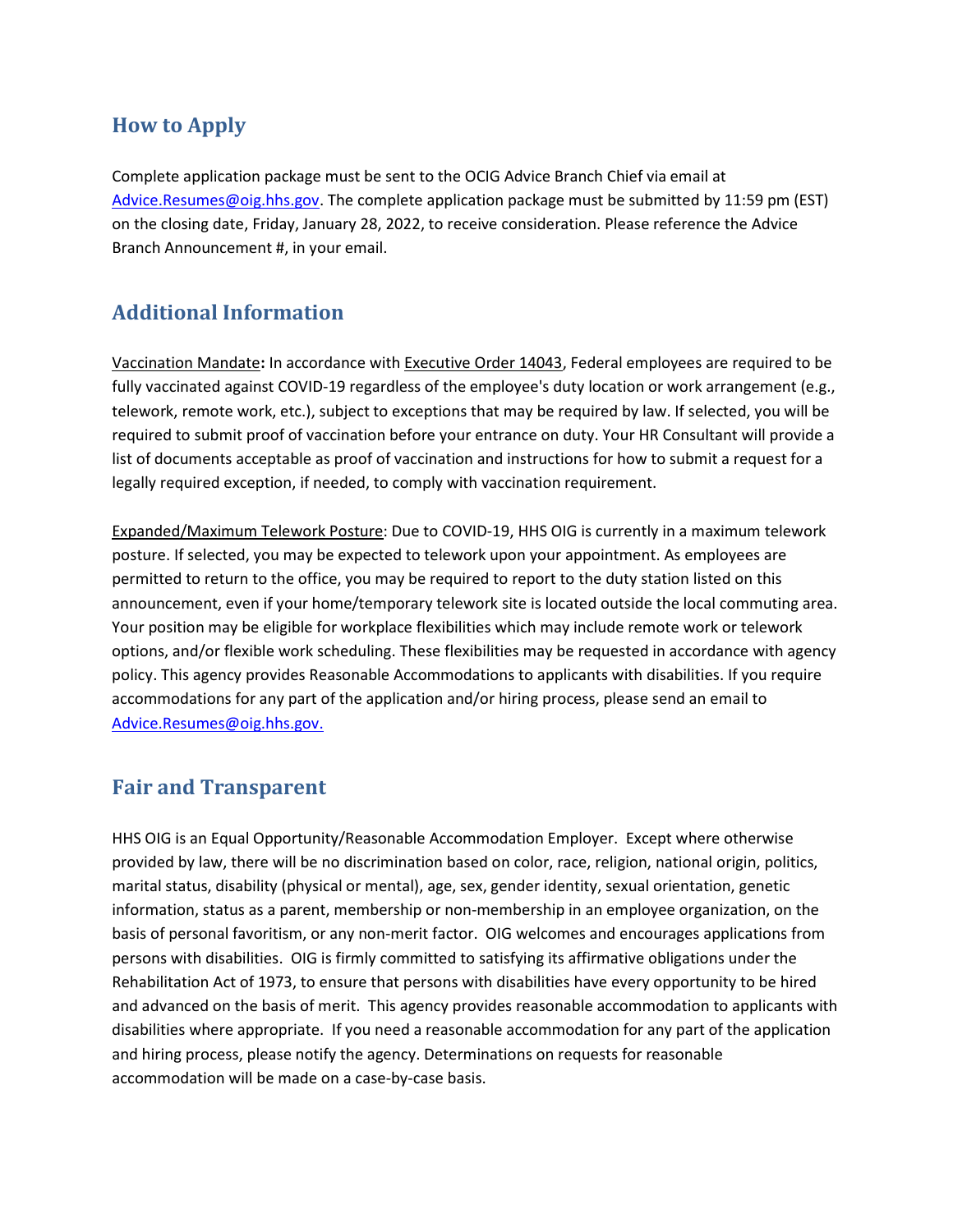## How to Apply

Complete application package must be sent to the OCIG Advice Branch Chief via email at Advice.Resumes@oig.hhs.gov. The complete application package must be submitted by 11:59 pm (EST) on the closing date, Friday, January 28, 2022, to receive consideration. Please reference the Advice Branch Announcement #, in your email.

## Additional Information

Vaccination Mandate**:** In accordance with Executive Order 14043, Federal employees are required to be fully vaccinated against COVID-19 regardless of the employee's duty location or work arrangement (e.g., telework, remote work, etc.), subject to exceptions that may be required by law. If selected, you will be required to submit proof of vaccination before your entrance on duty. Your HR Consultant will provide a list of documents acceptable as proof of vaccination and instructions for how to submit a request for a legally required exception, if needed, to comply with vaccination requirement.

Expanded/Maximum Telework Posture: Due to COVID-19, HHS OIG is currently in a maximum telework posture. If selected, you may be expected to telework upon your appointment. As employees are permitted to return to the office, you may be required to report to the duty station listed on this announcement, even if your home/temporary telework site is located outside the local commuting area. Your position may be eligible for workplace flexibilities which may include remote work or telework options, and/or flexible work scheduling. These flexibilities may be requested in accordance with agency policy. This agency provides Reasonable Accommodations to applicants with disabilities. If you require accommodations for any part of the application and/or hiring process, please send an email to Advice.Resumes@oig.hhs.gov.

## Fair and Transparent

HHS OIG is an Equal Opportunity/Reasonable Accommodation Employer. Except where otherwise provided by law, there will be no discrimination based on color, race, religion, national origin, politics, marital status, disability (physical or mental), age, sex, gender identity, sexual orientation, genetic information, status as a parent, membership or non-membership in an employee organization, on the basis of personal favoritism, or any non-merit factor. OIG welcomes and encourages applications from persons with disabilities. OIG is firmly committed to satisfying its affirmative obligations under the Rehabilitation Act of 1973, to ensure that persons with disabilities have every opportunity to be hired and advanced on the basis of merit. This agency provides reasonable accommodation to applicants with disabilities where appropriate. If you need a reasonable accommodation for any part of the application and hiring process, please notify the agency. Determinations on requests for reasonable accommodation will be made on a case-by-case basis.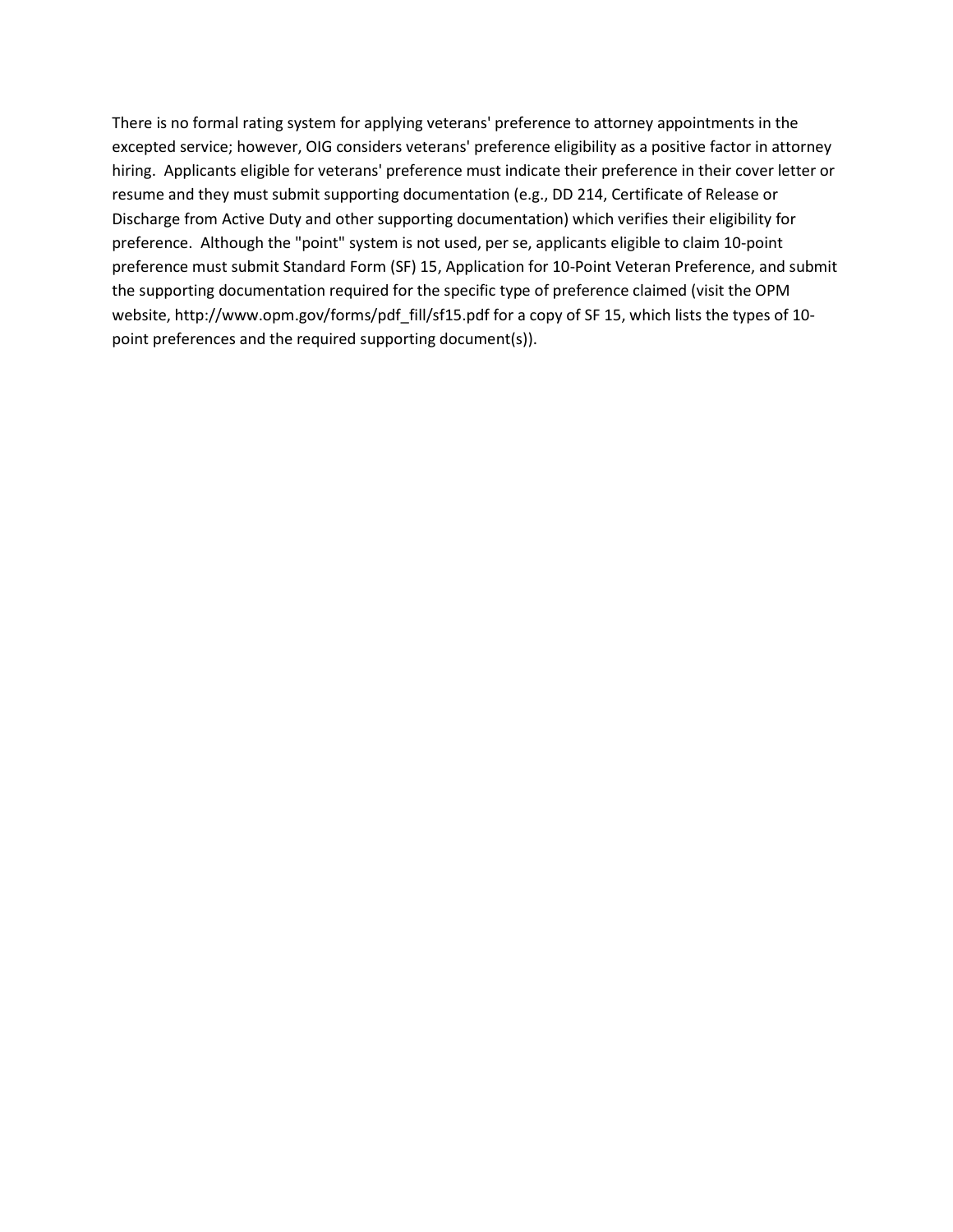There is no formal rating system for applying veterans' preference to attorney appointments in the excepted service; however, OIG considers veterans' preference eligibility as a positive factor in attorney hiring. Applicants eligible for veterans' preference must indicate their preference in their cover letter or resume and they must submit supporting documentation (e.g., DD 214, Certificate of Release or Discharge from Active Duty and other supporting documentation) which verifies their eligibility for preference. Although the "point" system is not used, per se, applicants eligible to claim 10-point preference must submit Standard Form (SF) 15, Application for 10-Point Veteran Preference, and submit the supporting documentation required for the specific type of preference claimed (visit the OPM website, http://www.opm.gov/forms/pdf_fill/sf15.pdf for a copy of SF 15, which lists the types of 10-point preferences and the required supporting document(s)).